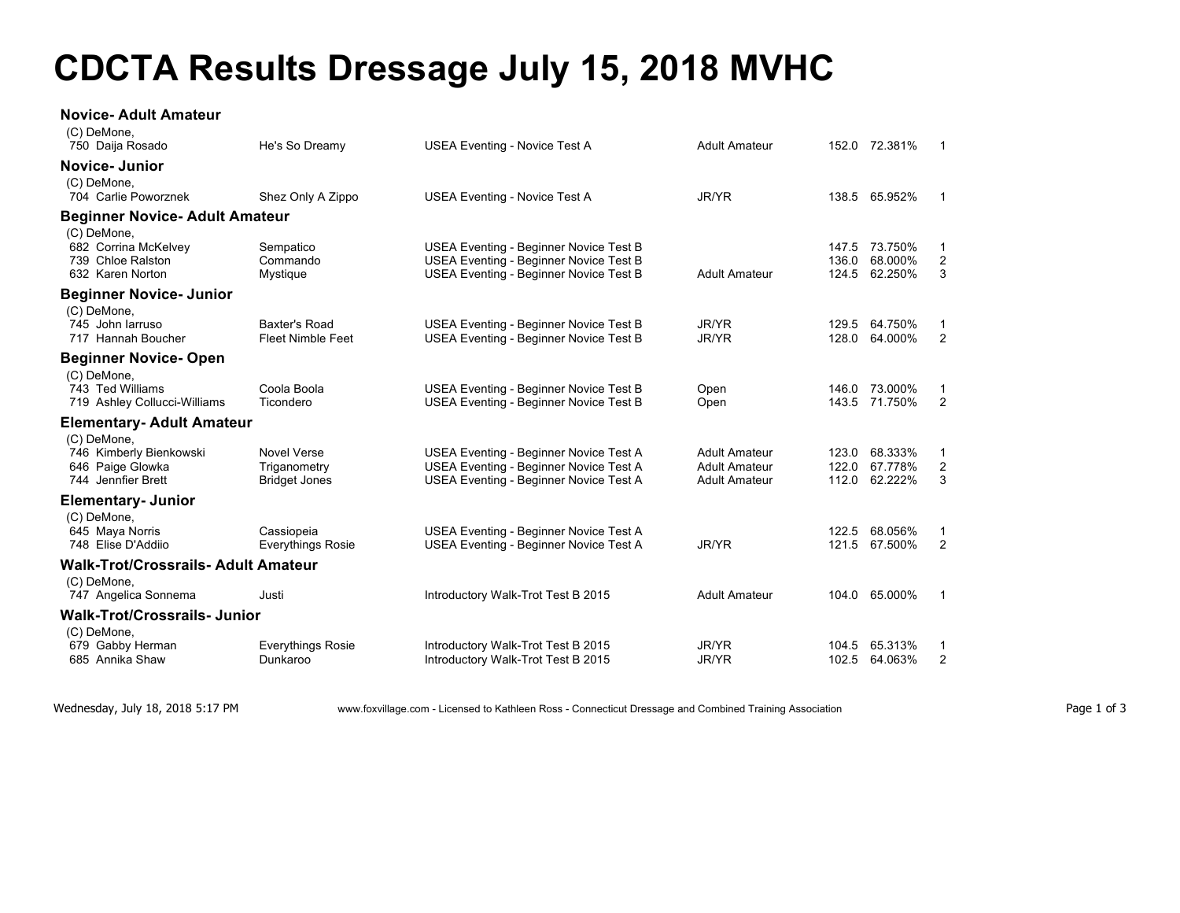# CDCTA Results Dressage July 15, 2018 MVHC

### Novice- Adult Amateur

(C) DeMone,

| No. | Rider | Horse | Test | Division | Score | Percent | Place |
|---|---|---|---|---|---|---|---|
| 750 | Daija Rosado | He's So Dreamy | USEA Eventing - Novice Test A | Adult Amateur | 152.0 | 72.381% | 1 |

### Novice- Junior

(C) DeMone,

| No. | Rider | Horse | Test | Division | Score | Percent | Place |
|---|---|---|---|---|---|---|---|
| 704 | Carlie Poworznek | Shez Only A Zippo | USEA Eventing - Novice Test A | JR/YR | 138.5 | 65.952% | 1 |

### Beginner Novice- Adult Amateur

(C) DeMone,

| No. | Rider | Horse | Test | Division | Score | Percent | Place |
|---|---|---|---|---|---|---|---|
| 682 | Corrina McKelvey | Sempatico | USEA Eventing - Beginner Novice Test B | | 147.5 | 73.750% | 1 |
| 739 | Chloe Ralston | Commando | USEA Eventing - Beginner Novice Test B | | 136.0 | 68.000% | 2 |
| 632 | Karen Norton | Mystique | USEA Eventing - Beginner Novice Test B | Adult Amateur | 124.5 | 62.250% | 3 |

### Beginner Novice- Junior

(C) DeMone,

| No. | Rider | Horse | Test | Division | Score | Percent | Place |
|---|---|---|---|---|---|---|---|
| 745 | John Iarruso | Baxter's Road | USEA Eventing - Beginner Novice Test B | JR/YR | 129.5 | 64.750% | 1 |
| 717 | Hannah Boucher | Fleet Nimble Feet | USEA Eventing - Beginner Novice Test B | JR/YR | 128.0 | 64.000% | 2 |

### Beginner Novice- Open

(C) DeMone,

| No. | Rider | Horse | Test | Division | Score | Percent | Place |
|---|---|---|---|---|---|---|---|
| 743 | Ted Williams | Coola Boola | USEA Eventing - Beginner Novice Test B | Open | 146.0 | 73.000% | 1 |
| 719 | Ashley Collucci-Williams | Ticondero | USEA Eventing - Beginner Novice Test B | Open | 143.5 | 71.750% | 2 |

### Elementary- Adult Amateur

(C) DeMone,

| No. | Rider | Horse | Test | Division | Score | Percent | Place |
|---|---|---|---|---|---|---|---|
| 746 | Kimberly Bienkowski | Novel Verse | USEA Eventing - Beginner Novice Test A | Adult Amateur | 123.0 | 68.333% | 1 |
| 646 | Paige Glowka | Triganometry | USEA Eventing - Beginner Novice Test A | Adult Amateur | 122.0 | 67.778% | 2 |
| 744 | Jennfier Brett | Bridget Jones | USEA Eventing - Beginner Novice Test A | Adult Amateur | 112.0 | 62.222% | 3 |

### Elementary- Junior

(C) DeMone,

| No. | Rider | Horse | Test | Division | Score | Percent | Place |
|---|---|---|---|---|---|---|---|
| 645 | Maya Norris | Cassiopeia | USEA Eventing - Beginner Novice Test A | | 122.5 | 68.056% | 1 |
| 748 | Elise D'Addiio | Everythings Rosie | USEA Eventing - Beginner Novice Test A | JR/YR | 121.5 | 67.500% | 2 |

### Walk-Trot/Crossrails- Adult Amateur

(C) DeMone,

| No. | Rider | Horse | Test | Division | Score | Percent | Place |
|---|---|---|---|---|---|---|---|
| 747 | Angelica Sonnema | Justi | Introductory Walk-Trot Test B 2015 | Adult Amateur | 104.0 | 65.000% | 1 |

### Walk-Trot/Crossrails- Junior

(C) DeMone,

| No. | Rider | Horse | Test | Division | Score | Percent | Place |
|---|---|---|---|---|---|---|---|
| 679 | Gabby Herman | Everythings Rosie | Introductory Walk-Trot Test B 2015 | JR/YR | 104.5 | 65.313% | 1 |
| 685 | Annika Shaw | Dunkaroo | Introductory Walk-Trot Test B 2015 | JR/YR | 102.5 | 64.063% | 2 |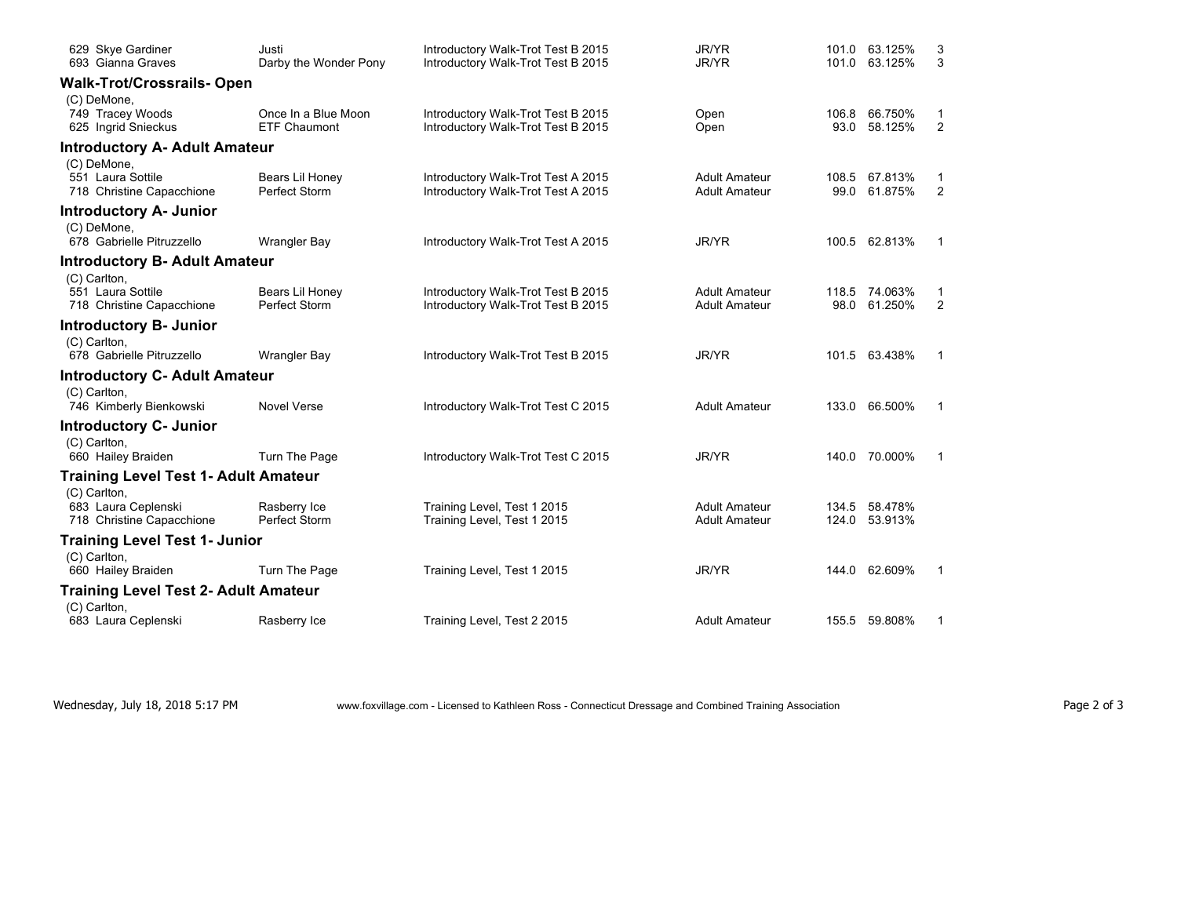| # | Rider | Horse | Test | Division | Score | Percent | Place |
|---|---|---|---|---|---|---|---|
| 629 | Skye Gardiner | Justi | Introductory Walk-Trot Test B 2015 | JR/YR | 101.0 | 63.125% | 3 |
| 693 | Gianna Graves | Darby the Wonder Pony | Introductory Walk-Trot Test B 2015 | JR/YR | 101.0 | 63.125% | 3 |

### Walk-Trot/Crossrails- Open

(C) DeMone,

| # | Rider | Horse | Test | Division | Score | Percent | Place |
|---|---|---|---|---|---|---|---|
| 749 | Tracey Woods | Once In a Blue Moon | Introductory Walk-Trot Test B 2015 | Open | 106.8 | 66.750% | 1 |
| 625 | Ingrid Snieckus | ETF Chaumont | Introductory Walk-Trot Test B 2015 | Open | 93.0 | 58.125% | 2 |

### Introductory A- Adult Amateur

(C) DeMone,

| # | Rider | Horse | Test | Division | Score | Percent | Place |
|---|---|---|---|---|---|---|---|
| 551 | Laura Sottile | Bears Lil Honey | Introductory Walk-Trot Test A 2015 | Adult Amateur | 108.5 | 67.813% | 1 |
| 718 | Christine Capacchione | Perfect Storm | Introductory Walk-Trot Test A 2015 | Adult Amateur | 99.0 | 61.875% | 2 |

### Introductory A- Junior

(C) DeMone,

| # | Rider | Horse | Test | Division | Score | Percent | Place |
|---|---|---|---|---|---|---|---|
| 678 | Gabrielle Pitruzzello | Wrangler Bay | Introductory Walk-Trot Test A 2015 | JR/YR | 100.5 | 62.813% | 1 |

### Introductory B- Adult Amateur

(C) Carlton,

| # | Rider | Horse | Test | Division | Score | Percent | Place |
|---|---|---|---|---|---|---|---|
| 551 | Laura Sottile | Bears Lil Honey | Introductory Walk-Trot Test B 2015 | Adult Amateur | 118.5 | 74.063% | 1 |
| 718 | Christine Capacchione | Perfect Storm | Introductory Walk-Trot Test B 2015 | Adult Amateur | 98.0 | 61.250% | 2 |

### Introductory B- Junior

(C) Carlton,

| # | Rider | Horse | Test | Division | Score | Percent | Place |
|---|---|---|---|---|---|---|---|
| 678 | Gabrielle Pitruzzello | Wrangler Bay | Introductory Walk-Trot Test B 2015 | JR/YR | 101.5 | 63.438% | 1 |

### Introductory C- Adult Amateur

(C) Carlton,

| # | Rider | Horse | Test | Division | Score | Percent | Place |
|---|---|---|---|---|---|---|---|
| 746 | Kimberly Bienkowski | Novel Verse | Introductory Walk-Trot Test C 2015 | Adult Amateur | 133.0 | 66.500% | 1 |

### Introductory C- Junior

(C) Carlton,

| # | Rider | Horse | Test | Division | Score | Percent | Place |
|---|---|---|---|---|---|---|---|
| 660 | Hailey Braiden | Turn The Page | Introductory Walk-Trot Test C 2015 | JR/YR | 140.0 | 70.000% | 1 |

### Training Level Test 1- Adult Amateur

(C) Carlton,

| # | Rider | Horse | Test | Division | Score | Percent | Place |
|---|---|---|---|---|---|---|---|
| 683 | Laura Ceplenski | Rasberry Ice | Training Level, Test 1 2015 | Adult Amateur | 134.5 | 58.478% | |
| 718 | Christine Capacchione | Perfect Storm | Training Level, Test 1 2015 | Adult Amateur | 124.0 | 53.913% | |

### Training Level Test 1- Junior

(C) Carlton,

| # | Rider | Horse | Test | Division | Score | Percent | Place |
|---|---|---|---|---|---|---|---|
| 660 | Hailey Braiden | Turn The Page | Training Level, Test 1 2015 | JR/YR | 144.0 | 62.609% | 1 |

### Training Level Test 2- Adult Amateur

(C) Carlton,

| # | Rider | Horse | Test | Division | Score | Percent | Place |
|---|---|---|---|---|---|---|---|
| 683 | Laura Ceplenski | Rasberry Ice | Training Level, Test 2 2015 | Adult Amateur | 155.5 | 59.808% | 1 |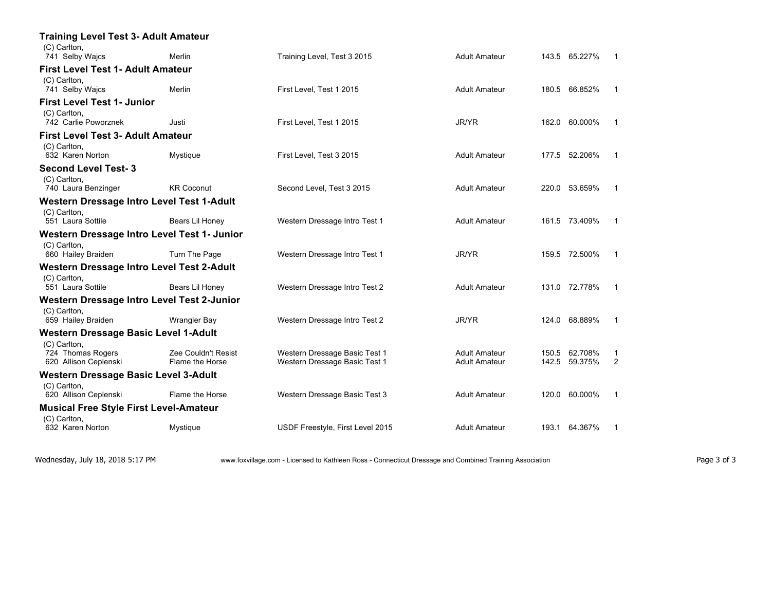### Training Level Test 3- Adult Amateur

(C) Carlton,

| | | | | | | |
|---|---|---|---|---|---|---|
| 741 Selby Wajcs | Merlin | Training Level, Test 3 2015 | Adult Amateur | 143.5 | 65.227% | 1 |

### First Level Test 1- Adult Amateur

(C) Carlton,

| | | | | | | |
|---|---|---|---|---|---|---|
| 741 Selby Wajcs | Merlin | First Level, Test 1 2015 | Adult Amateur | 180.5 | 66.852% | 1 |

### First Level Test 1- Junior

(C) Carlton,

| | | | | | | |
|---|---|---|---|---|---|---|
| 742 Carlie Poworznek | Justi | First Level, Test 1 2015 | JR/YR | 162.0 | 60.000% | 1 |

### First Level Test 3- Adult Amateur

(C) Carlton,

| | | | | | | |
|---|---|---|---|---|---|---|
| 632 Karen Norton | Mystique | First Level, Test 3 2015 | Adult Amateur | 177.5 | 52.206% | 1 |

### Second Level Test- 3

(C) Carlton,

| | | | | | | |
|---|---|---|---|---|---|---|
| 740 Laura Benzinger | KR Coconut | Second Level, Test 3 2015 | Adult Amateur | 220.0 | 53.659% | 1 |

### Western Dressage Intro Level Test 1-Adult

(C) Carlton,

| | | | | | | |
|---|---|---|---|---|---|---|
| 551 Laura Sottile | Bears Lil Honey | Western Dressage Intro Test 1 | Adult Amateur | 161.5 | 73.409% | 1 |

### Western Dressage Intro Level Test 1- Junior

(C) Carlton,

| | | | | | | |
|---|---|---|---|---|---|---|
| 660 Hailey Braiden | Turn The Page | Western Dressage Intro Test 1 | JR/YR | 159.5 | 72.500% | 1 |

### Western Dressage Intro Level Test 2-Adult

(C) Carlton,

| | | | | | | |
|---|---|---|---|---|---|---|
| 551 Laura Sottile | Bears Lil Honey | Western Dressage Intro Test 2 | Adult Amateur | 131.0 | 72.778% | 1 |

### Western Dressage Intro Level Test 2-Junior

(C) Carlton,

| | | | | | | |
|---|---|---|---|---|---|---|
| 659 Hailey Braiden | Wrangler Bay | Western Dressage Intro Test 2 | JR/YR | 124.0 | 68.889% | 1 |

### Western Dressage Basic Level 1-Adult

(C) Carlton,

| | | | | | | |
|---|---|---|---|---|---|---|
| 724 Thomas Rogers | Zee Couldn't Resist | Western Dressage Basic Test 1 | Adult Amateur | 150.5 | 62.708% | 1 |
| 620 Allison Ceplenski | Flame the Horse | Western Dressage Basic Test 1 | Adult Amateur | 142.5 | 59.375% | 2 |

### Western Dressage Basic Level 3-Adult

(C) Carlton,

| | | | | | | |
|---|---|---|---|---|---|---|
| 620 Allison Ceplenski | Flame the Horse | Western Dressage Basic Test 3 | Adult Amateur | 120.0 | 60.000% | 1 |

### Musical Free Style First Level-Amateur

(C) Carlton,

| | | | | | | |
|---|---|---|---|---|---|---|
| 632 Karen Norton | Mystique | USDF Freestyle, First Level 2015 | Adult Amateur | 193.1 | 64.367% | 1 |

Wednesday, July 18, 2018 5:17 PM www.foxvillage.com - Licensed to Kathleen Ross - Connecticut Dressage and Combined Training Association